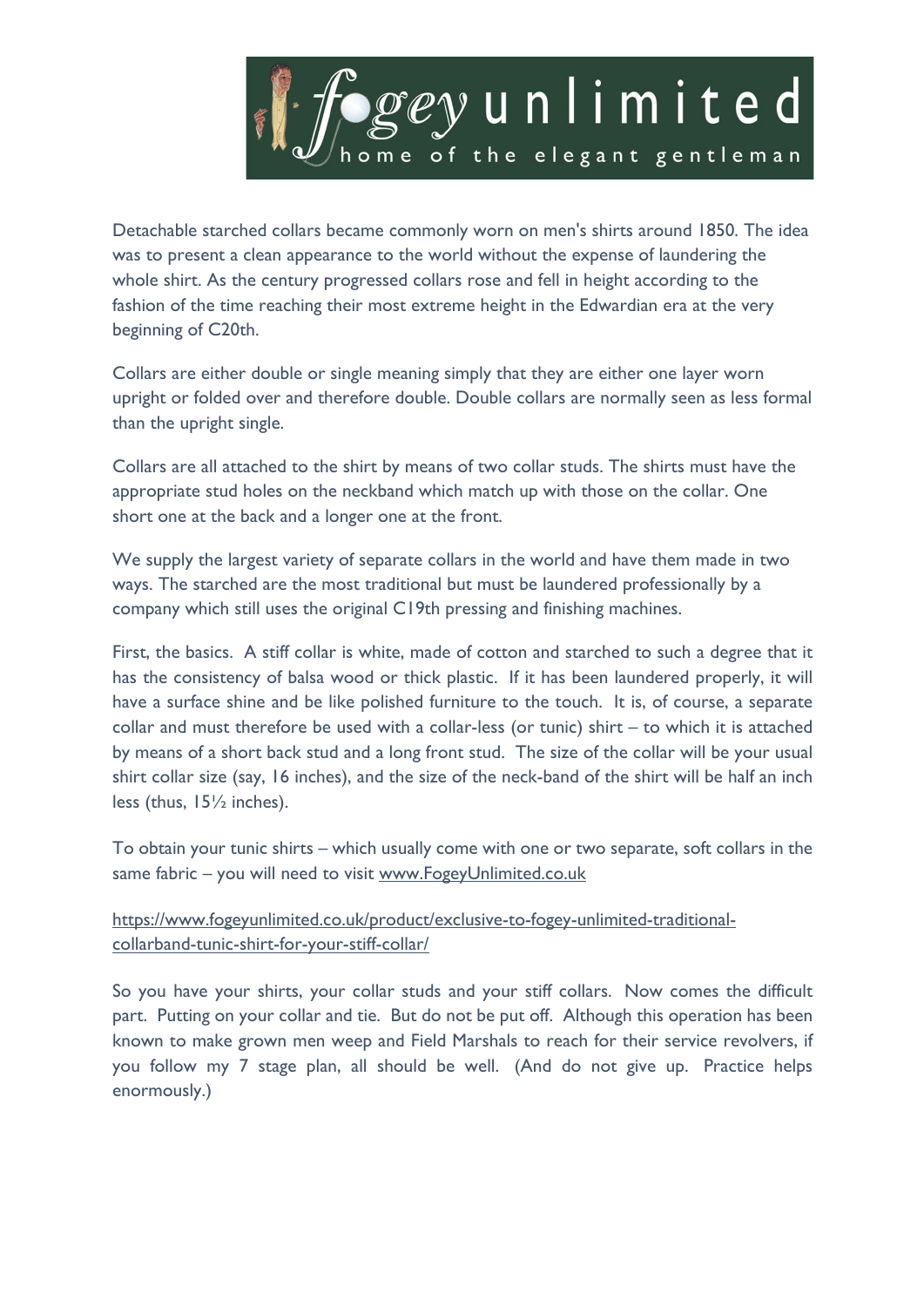# fogey unlimited

home of the elegant gentleman

Detachable starched collars became commonly worn on men's shirts around 1850. The idea was to present a clean appearance to the world without the expense of laundering the whole shirt. As the century progressed collars rose and fell in height according to the fashion of the time reaching their most extreme height in the Edwardian era at the very beginning of C20th.

Collars are either double or single meaning simply that they are either one layer worn upright or folded over and therefore double. Double collars are normally seen as less formal than the upright single.

Collars are all attached to the shirt by means of two collar studs. The shirts must have the appropriate stud holes on the neckband which match up with those on the collar. One short one at the back and a longer one at the front.

We supply the largest variety of separate collars in the world and have them made in two ways. The starched are the most traditional but must be laundered professionally by a company which still uses the original C19th pressing and finishing machines.

First, the basics. A stiff collar is white, made of cotton and starched to such a degree that it has the consistency of balsa wood or thick plastic. If it has been laundered properly, it will have a surface shine and be like polished furniture to the touch. It is, of course, a separate collar and must therefore be used with a collar-less (or tunic) shirt – to which it is attached by means of a short back stud and a long front stud. The size of the collar will be your usual shirt collar size (say, 16 inches), and the size of the neck-band of the shirt will be half an inch less (thus, 15½ inches).

To obtain your tunic shirts – which usually come with one or two separate, soft collars in the same fabric – you will need to visit [www.FogeyUnlimited.co.uk](http://www.FogeyUnlimited.co.uk)

[https://www.fogeyunlimited.co.uk/product/exclusive-to-fogey-unlimited-traditional-collarband-tunic-shirt-for-your-stiff-collar/](https://www.fogeyunlimited.co.uk/product/exclusive-to-fogey-unlimited-traditional-collarband-tunic-shirt-for-your-stiff-collar/)

So you have your shirts, your collar studs and your stiff collars. Now comes the difficult part. Putting on your collar and tie. But do not be put off. Although this operation has been known to make grown men weep and Field Marshals to reach for their service revolvers, if you follow my 7 stage plan, all should be well. (And do not give up. Practice helps enormously.)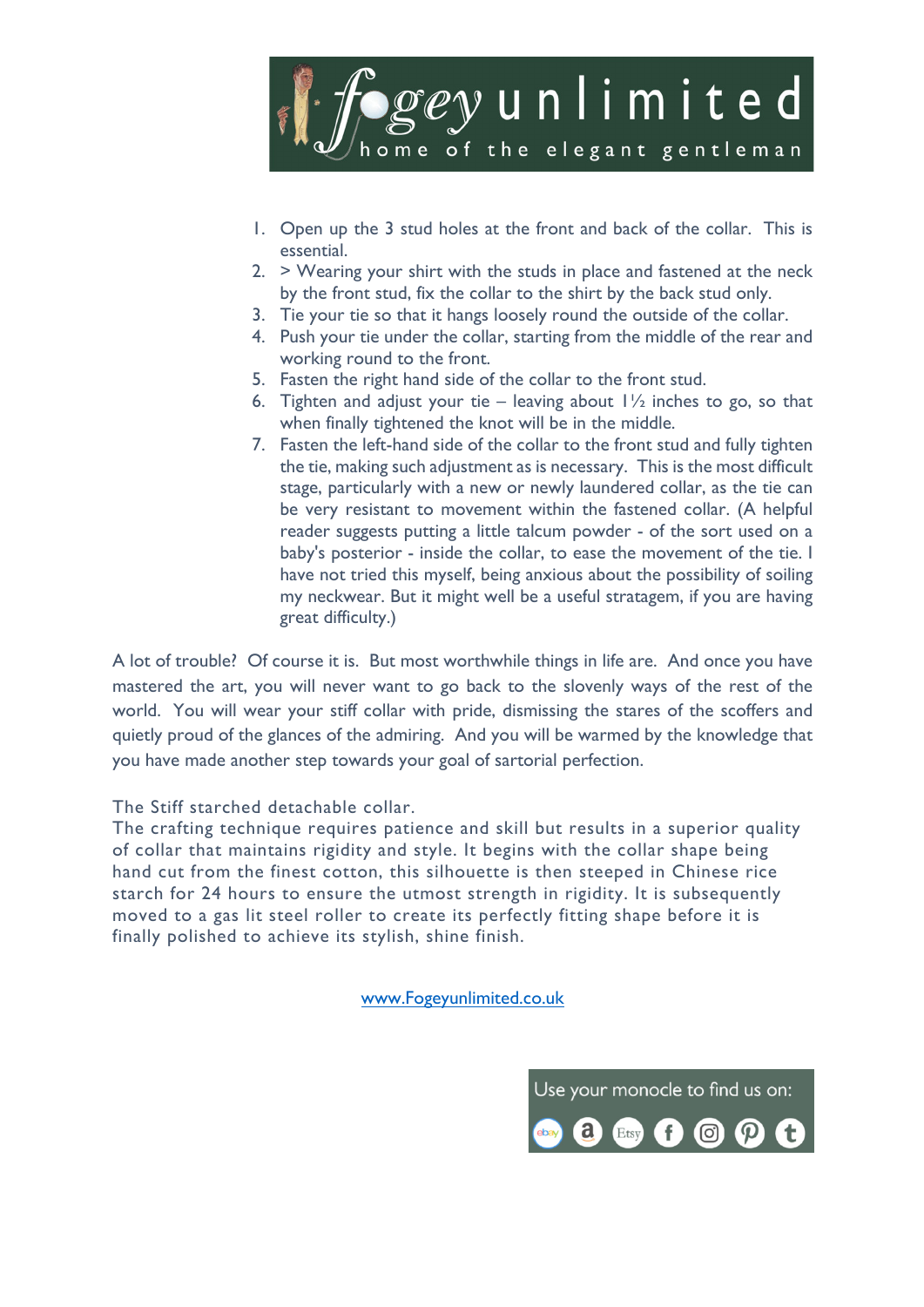fogey unlimited

home of the elegant gentleman

1. Open up the 3 stud holes at the front and back of the collar. This is essential.
2. > Wearing your shirt with the studs in place and fastened at the neck by the front stud, fix the collar to the shirt by the back stud only.
3. Tie your tie so that it hangs loosely round the outside of the collar.
4. Push your tie under the collar, starting from the middle of the rear and working round to the front.
5. Fasten the right hand side of the collar to the front stud.
6. Tighten and adjust your tie – leaving about 1½ inches to go, so that when finally tightened the knot will be in the middle.
7. Fasten the left-hand side of the collar to the front stud and fully tighten the tie, making such adjustment as is necessary. This is the most difficult stage, particularly with a new or newly laundered collar, as the tie can be very resistant to movement within the fastened collar. (A helpful reader suggests putting a little talcum powder - of the sort used on a baby's posterior - inside the collar, to ease the movement of the tie. I have not tried this myself, being anxious about the possibility of soiling my neckwear. But it might well be a useful stratagem, if you are having great difficulty.)

A lot of trouble? Of course it is. But most worthwhile things in life are. And once you have mastered the art, you will never want to go back to the slovenly ways of the rest of the world. You will wear your stiff collar with pride, dismissing the stares of the scoffers and quietly proud of the glances of the admiring. And you will be warmed by the knowledge that you have made another step towards your goal of sartorial perfection.

The Stiff starched detachable collar.
The crafting technique requires patience and skill but results in a superior quality of collar that maintains rigidity and style. It begins with the collar shape being hand cut from the finest cotton, this silhouette is then steeped in Chinese rice starch for 24 hours to ensure the utmost strength in rigidity. It is subsequently moved to a gas lit steel roller to create its perfectly fitting shape before it is finally polished to achieve its stylish, shine finish.

www.Fogeyunlimited.co.uk

Use your monocle to find us on: